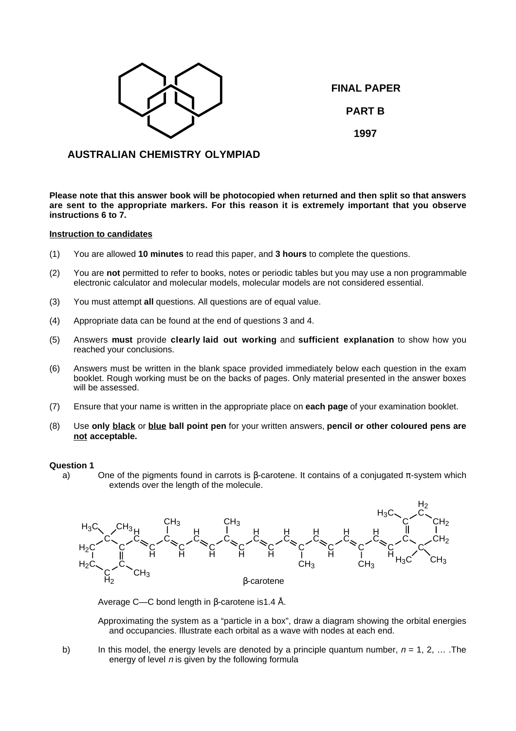**FINAL PAPER**

**PART B**

**1997**

## AUSTRALIAN CHEMISTRY OLYMPIAD

**Please note that this answer book will be photocopied when returned and then split so that answers are sent to the appropriate markers. For this reason it is extremely important that you observe instructions 6 to 7.**

**Instruction to candidates**

(1) You are allowed **10 minutes** to read this paper, and **3 hours** to complete the questions.

(2) You are **not** permitted to refer to books, notes or periodic tables but you may use a non programmable electronic calculator and molecular models, molecular models are not considered essential.

(3) You must attempt **all** questions. All questions are of equal value.

(4) Appropriate data can be found at the end of questions 3 and 4.

(5) Answers **must** provide **clearly laid out working** and **sufficient explanation** to show how you reached your conclusions.

(6) Answers must be written in the blank space provided immediately below each question in the exam booklet. Rough working must be on the backs of pages. Only material presented in the answer boxes will be assessed.

(7) Ensure that your name is written in the appropriate place on **each page** of your examination booklet.

(8) Use **only black** or **blue ball point pen** for your written answers, **pencil or other coloured pens are not acceptable.**

**Question 1**

a) One of the pigments found in carrots is β-carotene. It contains of a conjugated π-system which extends over the length of the molecule.

β-carotene

Average C—C bond length in β-carotene is1.4 Å.

Approximating the system as a "particle in a box", draw a diagram showing the orbital energies and occupancies. Illustrate each orbital as a wave with nodes at each end.

b) In this model, the energy levels are denoted by a principle quantum number, $n$ = 1, 2, … .The energy of level $n$ is given by the following formula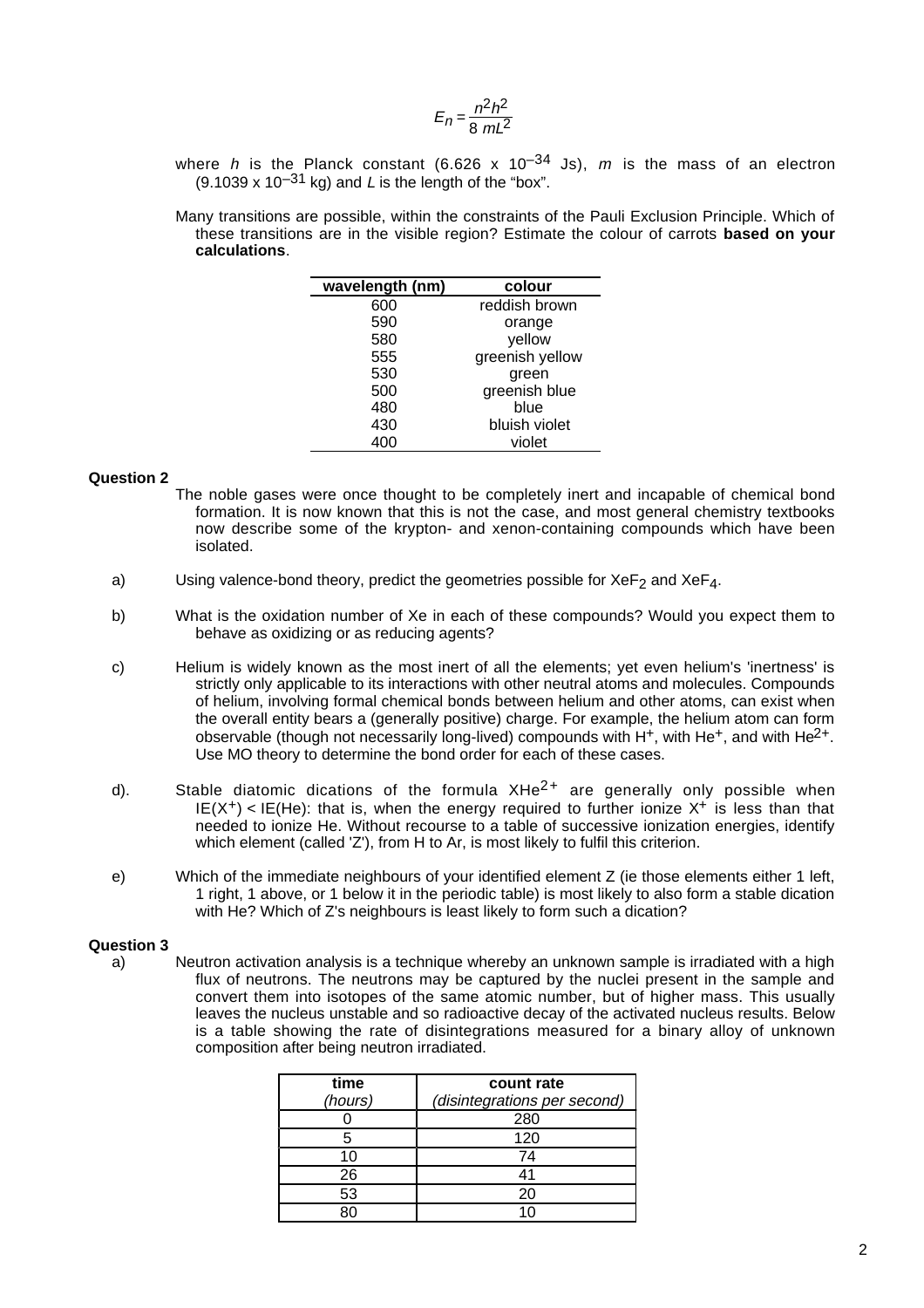$$E_n = \frac{n^2 h^2}{8\, m L^2}$$

where $h$ is the Planck constant (6.626 x $10^{-34}$ Js), $m$ is the mass of an electron (9.1039 x $10^{-31}$ kg) and $L$ is the length of the "box".

Many transitions are possible, within the constraints of the Pauli Exclusion Principle. Which of these transitions are in the visible region? Estimate the colour of carrots **based on your calculations**.

| wavelength (nm) | colour |
|---|---|
| 600 | reddish brown |
| 590 | orange |
| 580 | yellow |
| 555 | greenish yellow |
| 530 | green |
| 500 | greenish blue |
| 480 | blue |
| 430 | bluish violet |
| 400 | violet |

**Question 2**

The noble gases were once thought to be completely inert and incapable of chemical bond formation. It is now known that this is not the case, and most general chemistry textbooks now describe some of the krypton- and xenon-containing compounds which have been isolated.

a) Using valence-bond theory, predict the geometries possible for $XeF_2$ and $XeF_4$.

b) What is the oxidation number of Xe in each of these compounds? Would you expect them to behave as oxidizing or as reducing agents?

c) Helium is widely known as the most inert of all the elements; yet even helium's 'inertness' is strictly only applicable to its interactions with other neutral atoms and molecules. Compounds of helium, involving formal chemical bonds between helium and other atoms, can exist when the overall entity bears a (generally positive) charge. For example, the helium atom can form observable (though not necessarily long-lived) compounds with $H^+$, with $He^+$, and with $He^{2+}$. Use MO theory to determine the bond order for each of these cases.

d). Stable diatomic dications of the formula $XHe^{2+}$ are generally only possible when $IE(X^+) < IE(He)$: that is, when the energy required to further ionize $X^+$ is less than that needed to ionize He. Without recourse to a table of successive ionization energies, identify which element (called 'Z'), from H to Ar, is most likely to fulfil this criterion.

e) Which of the immediate neighbours of your identified element Z (ie those elements either 1 left, 1 right, 1 above, or 1 below it in the periodic table) is most likely to also form a stable dication with He? Which of Z's neighbours is least likely to form such a dication?

**Question 3**

a) Neutron activation analysis is a technique whereby an unknown sample is irradiated with a high flux of neutrons. The neutrons may be captured by the nuclei present in the sample and convert them into isotopes of the same atomic number, but of higher mass. This usually leaves the nucleus unstable and so radioactive decay of the activated nucleus results. Below is a table showing the rate of disintegrations measured for a binary alloy of unknown composition after being neutron irradiated.

| time *(hours)* | count rate *(disintegrations per second)* |
|---|---|
| 0 | 280 |
| 5 | 120 |
| 10 | 74 |
| 26 | 41 |
| 53 | 20 |
| 80 | 10 |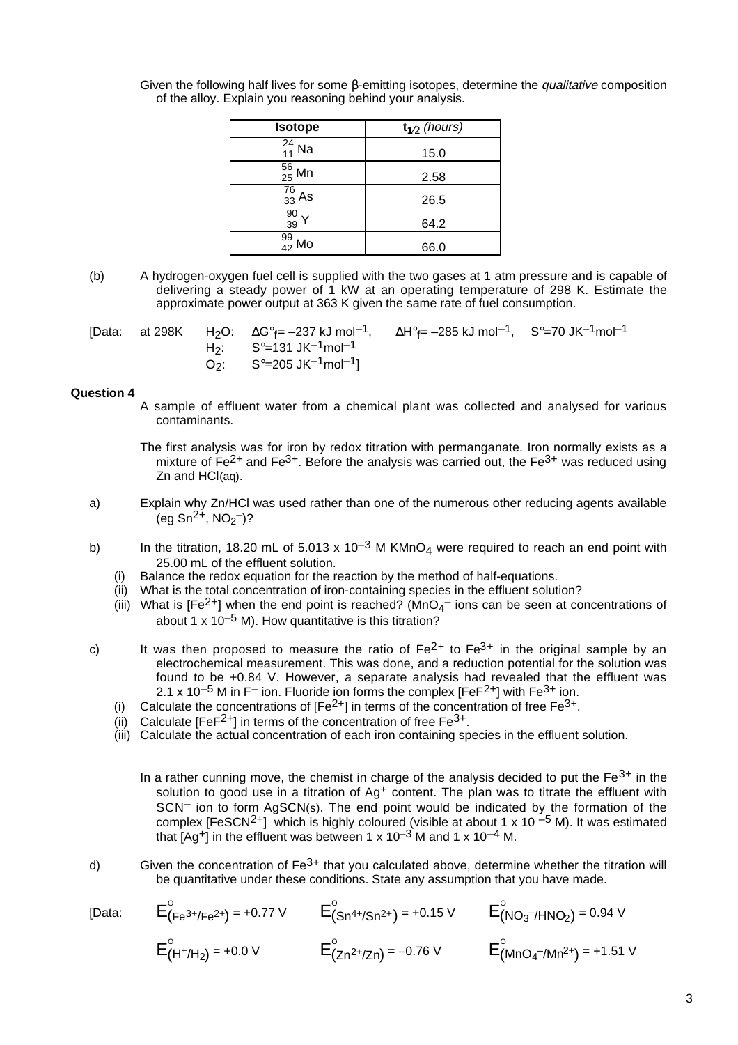Given the following half lives for some β-emitting isotopes, determine the *qualitative* composition of the alloy. Explain you reasoning behind your analysis.

| Isotope | $t_{1/2}$ *(hours)* |
|---|---|
| $^{24}_{11}Na$ | 15.0 |
| $^{56}_{25}Mn$ | 2.58 |
| $^{76}_{33}As$ | 26.5 |
| $^{90}_{39}Y$ | 64.2 |
| $^{99}_{42}Mo$ | 66.0 |

(b) A hydrogen-oxygen fuel cell is supplied with the two gases at 1 atm pressure and is capable of delivering a steady power of 1 kW at an operating temperature of 298 K. Estimate the approximate power output at 363 K given the same rate of fuel consumption.

[Data: at 298K $H_2O$: $\Delta G°_f = -237$ kJ mol$^{-1}$, $\Delta H°_f = -285$ kJ mol$^{-1}$, $S° = 70$ JK$^{-1}$mol$^{-1}$
$H_2$: $S° = 131$ JK$^{-1}$mol$^{-1}$
$O_2$: $S° = 205$ JK$^{-1}$mol$^{-1}$]

**Question 4**

A sample of effluent water from a chemical plant was collected and analysed for various contaminants.

The first analysis was for iron by redox titration with permanganate. Iron normally exists as a mixture of $Fe^{2+}$ and $Fe^{3+}$. Before the analysis was carried out, the $Fe^{3+}$ was reduced using Zn and HCl(aq).

a) Explain why Zn/HCl was used rather than one of the numerous other reducing agents available (eg $Sn^{2+}$, $NO_2^-$)?

b) In the titration, 18.20 mL of $5.013 \times 10^{-3}$ M $KMnO_4$ were required to reach an end point with 25.00 mL of the effluent solution.
   (i) Balance the redox equation for the reaction by the method of half-equations.
   (ii) What is the total concentration of iron-containing species in the effluent solution?
   (iii) What is [$Fe^{2+}$] when the end point is reached? ($MnO_4^-$ ions can be seen at concentrations of about $1 \times 10^{-5}$ M). How quantitative is this titration?

c) It was then proposed to measure the ratio of $Fe^{2+}$ to $Fe^{3+}$ in the original sample by an electrochemical measurement. This was done, and a reduction potential for the solution was found to be +0.84 V. However, a separate analysis had revealed that the effluent was $2.1 \times 10^{-5}$ M in $F^-$ ion. Fluoride ion forms the complex [$FeF^{2+}$] with $Fe^{3+}$ ion.
   (i) Calculate the concentrations of [$Fe^{2+}$] in terms of the concentration of free $Fe^{3+}$.
   (ii) Calculate [$FeF^{2+}$] in terms of the concentration of free $Fe^{3+}$.
   (iii) Calculate the actual concentration of each iron containing species in the effluent solution.

In a rather cunning move, the chemist in charge of the analysis decided to put the $Fe^{3+}$ in the solution to good use in a titration of $Ag^+$ content. The plan was to titrate the effluent with $SCN^-$ ion to form AgSCN(s). The end point would be indicated by the formation of the complex [$FeSCN^{2+}$] which is highly coloured (visible at about $1 \times 10^{-5}$ M). It was estimated that [$Ag^+$] in the effluent was between $1 \times 10^{-3}$ M and $1 \times 10^{-4}$ M.

d) Given the concentration of $Fe^{3+}$ that you calculated above, determine whether the titration will be quantitative under these conditions. State any assumption that you have made.

[Data: $E°_{(Fe^{3+}/Fe^{2+})} = +0.77$ V $E°_{(Sn^{4+}/Sn^{2+})} = +0.15$ V $E°_{(NO_3^-/HNO_2)} = 0.94$ V
$E°_{(H^+/H_2)} = +0.0$ V $E°_{(Zn^{2+}/Zn)} = -0.76$ V $E°_{(MnO_4^-/Mn^{2+})} = +1.51$ V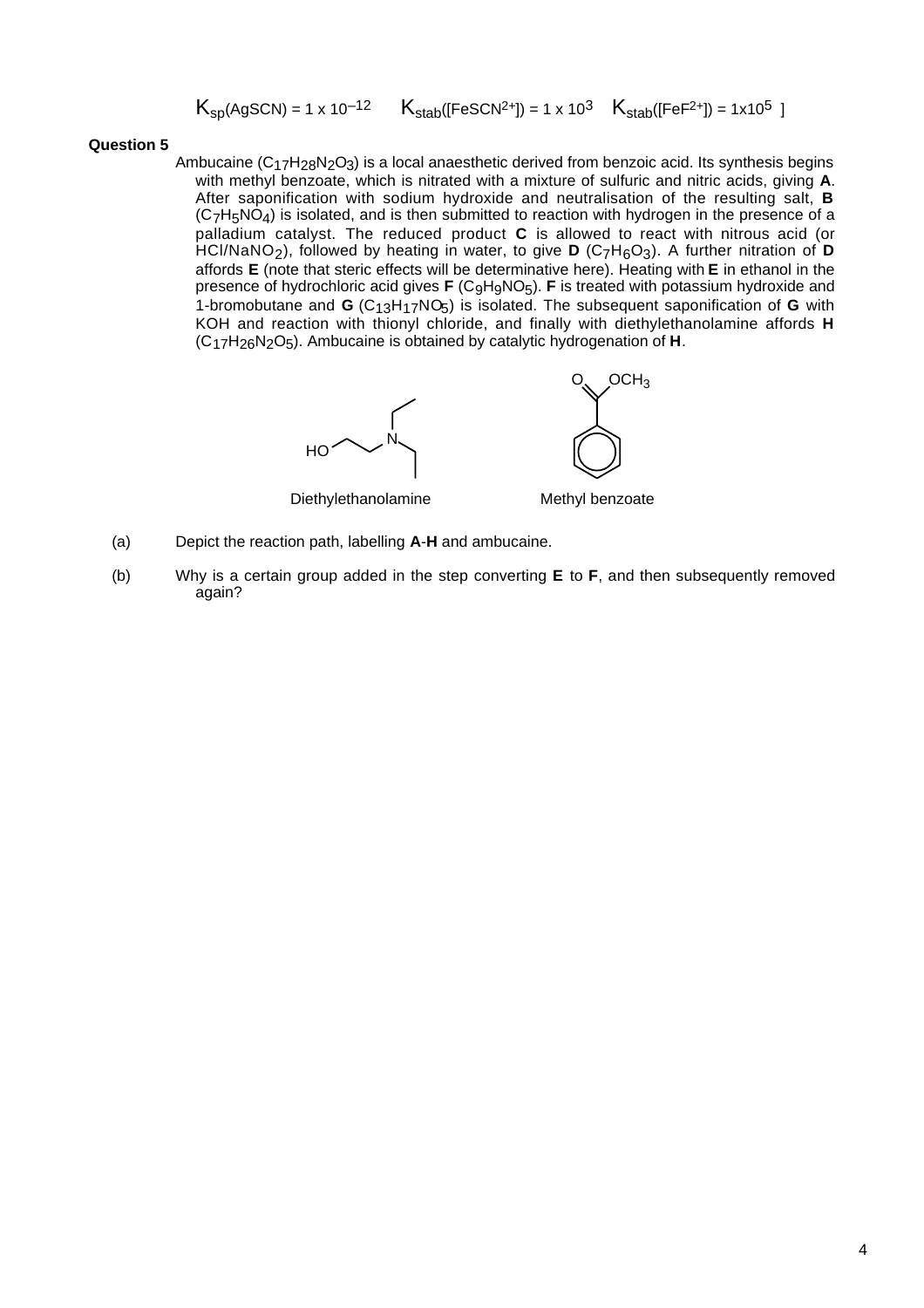$K_{sp}(AgSCN) = 1 \times 10^{-12}$   $K_{stab}([FeSCN^{2+}]) = 1 \times 10^{3}$   $K_{stab}([FeF^{2+}]) = 1 \times 10^{5}$ ]

**Question 5**

Ambucaine ($C_{17}H_{28}N_2O_3$) is a local anaesthetic derived from benzoic acid. Its synthesis begins with methyl benzoate, which is nitrated with a mixture of sulfuric and nitric acids, giving **A**. After saponification with sodium hydroxide and neutralisation of the resulting salt, **B** ($C_7H_5NO_4$) is isolated, and is then submitted to reaction with hydrogen in the presence of a palladium catalyst. The reduced product **C** is allowed to react with nitrous acid (or HCl/$NaNO_2$), followed by heating in water, to give **D** ($C_7H_6O_3$). A further nitration of **D** affords **E** (note that steric effects will be determinative here). Heating with **E** in ethanol in the presence of hydrochloric acid gives **F** ($C_9H_9NO_5$). **F** is treated with potassium hydroxide and 1-bromobutane and **G** ($C_{13}H_{17}NO_5$) is isolated. The subsequent saponification of **G** with KOH and reaction with thionyl chloride, and finally with diethylethanolamine affords **H** ($C_{17}H_{26}N_2O_5$). Ambucaine is obtained by catalytic hydrogenation of **H**.

HO N

Diethylethanolamine

O OCH3

Methyl benzoate

(a) Depict the reaction path, labelling **A**-**H** and ambucaine.

(b) Why is a certain group added in the step converting **E** to **F**, and then subsequently removed again?